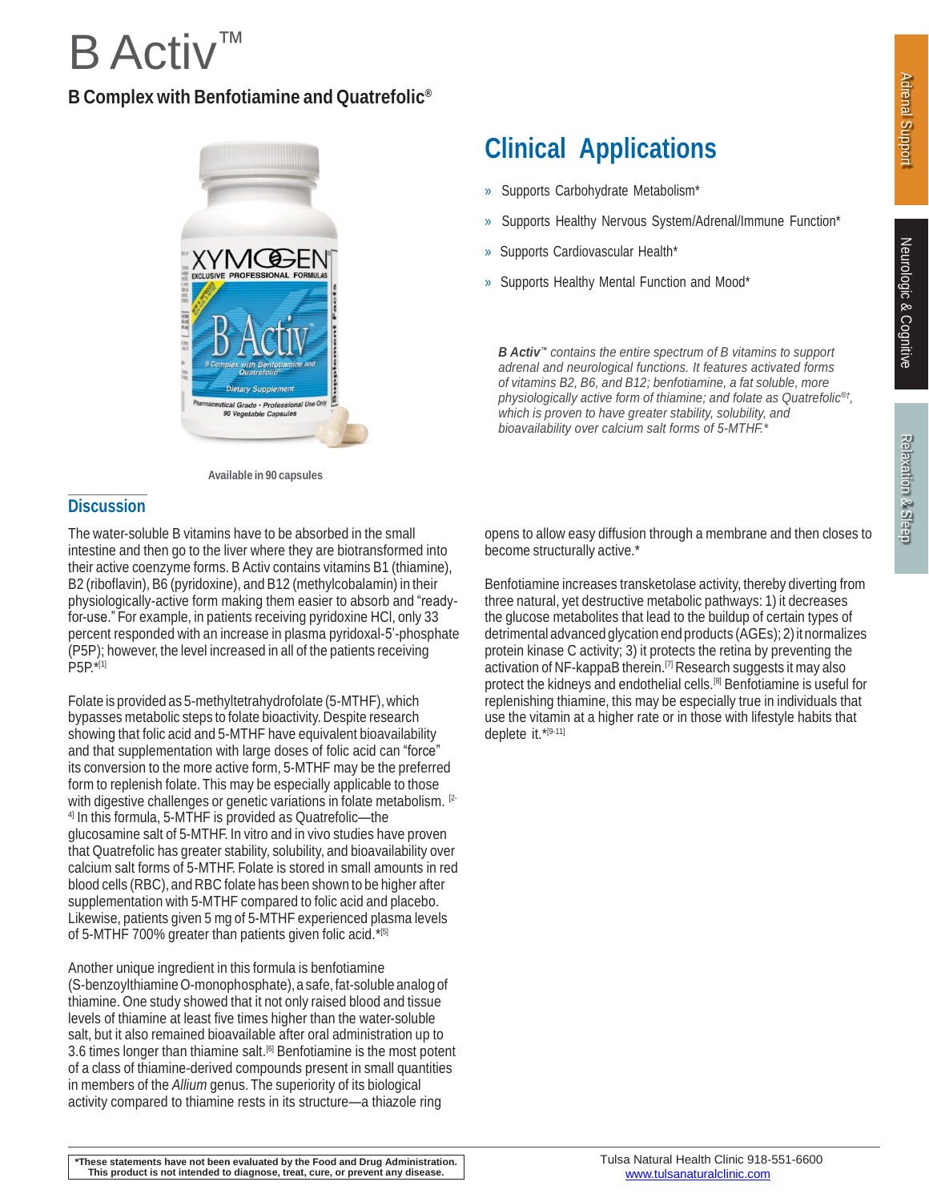# B Activ™

## B Complex with Benfotiamine and Quatrefolic®

Available in 90 capsules

## Clinical Applications

- Supports Carbohydrate Metabolism*
- Supports Healthy Nervous System/Adrenal/Immune Function*
- Supports Cardiovascular Health*
- Supports Healthy Mental Function and Mood*

*B Activ*™ *contains the entire spectrum of B vitamins to support adrenal and neurological functions. It features activated forms of vitamins B2, B6, and B12; benfotiamine, a fat soluble, more physiologically active form of thiamine; and folate as Quatrefolic®†, which is proven to have greater stability, solubility, and bioavailability over calcium salt forms of 5-MTHF.**

## Discussion

The water-soluble B vitamins have to be absorbed in the small intestine and then go to the liver where they are biotransformed into their active coenzyme forms. B Activ contains vitamins B1 (thiamine), B2 (riboflavin), B6 (pyridoxine), and B12 (methylcobalamin) in their physiologically-active form making them easier to absorb and "ready-for-use." For example, in patients receiving pyridoxine HCl, only 33 percent responded with an increase in plasma pyridoxal-5'-phosphate (P5P); however, the level increased in all of the patients receiving P5P.*[1]

Folate is provided as 5-methyltetrahydrofolate (5-MTHF), which bypasses metabolic steps to folate bioactivity. Despite research showing that folic acid and 5-MTHF have equivalent bioavailability and that supplementation with large doses of folic acid can "force" its conversion to the more active form, 5-MTHF may be the preferred form to replenish folate. This may be especially applicable to those with digestive challenges or genetic variations in folate metabolism. [2-4] In this formula, 5-MTHF is provided as Quatrefolic—the glucosamine salt of 5-MTHF. In vitro and in vivo studies have proven that Quatrefolic has greater stability, solubility, and bioavailability over calcium salt forms of 5-MTHF. Folate is stored in small amounts in red blood cells (RBC), and RBC folate has been shown to be higher after supplementation with 5-MTHF compared to folic acid and placebo. Likewise, patients given 5 mg of 5-MTHF experienced plasma levels of 5-MTHF 700% greater than patients given folic acid.*[5]

Another unique ingredient in this formula is benfotiamine (S-benzoylthiamine O-monophosphate), a safe, fat-soluble analog of thiamine. One study showed that it not only raised blood and tissue levels of thiamine at least five times higher than the water-soluble salt, but it also remained bioavailable after oral administration up to 3.6 times longer than thiamine salt.[6] Benfotiamine is the most potent of a class of thiamine-derived compounds present in small quantities in members of the *Allium* genus. The superiority of its biological activity compared to thiamine rests in its structure—a thiazole ring opens to allow easy diffusion through a membrane and then closes to become structurally active.*

Benfotiamine increases transketolase activity, thereby diverting from three natural, yet destructive metabolic pathways: 1) it decreases the glucose metabolites that lead to the buildup of certain types of detrimental advanced glycation end products (AGEs); 2) it normalizes protein kinase C activity; 3) it protects the retina by preventing the activation of NF-kappaB therein.[7] Research suggests it may also protect the kidneys and endothelial cells.[8] Benfotiamine is useful for replenishing thiamine, this may be especially true in individuals that use the vitamin at a higher rate or in those with lifestyle habits that deplete it.*[9-11]

**\*These statements have not been evaluated by the Food and Drug Administration. This product is not intended to diagnose, treat, cure, or prevent any disease.**

Tulsa Natural Health Clinic 918-551-6600
www.tulsanaturalclinic.com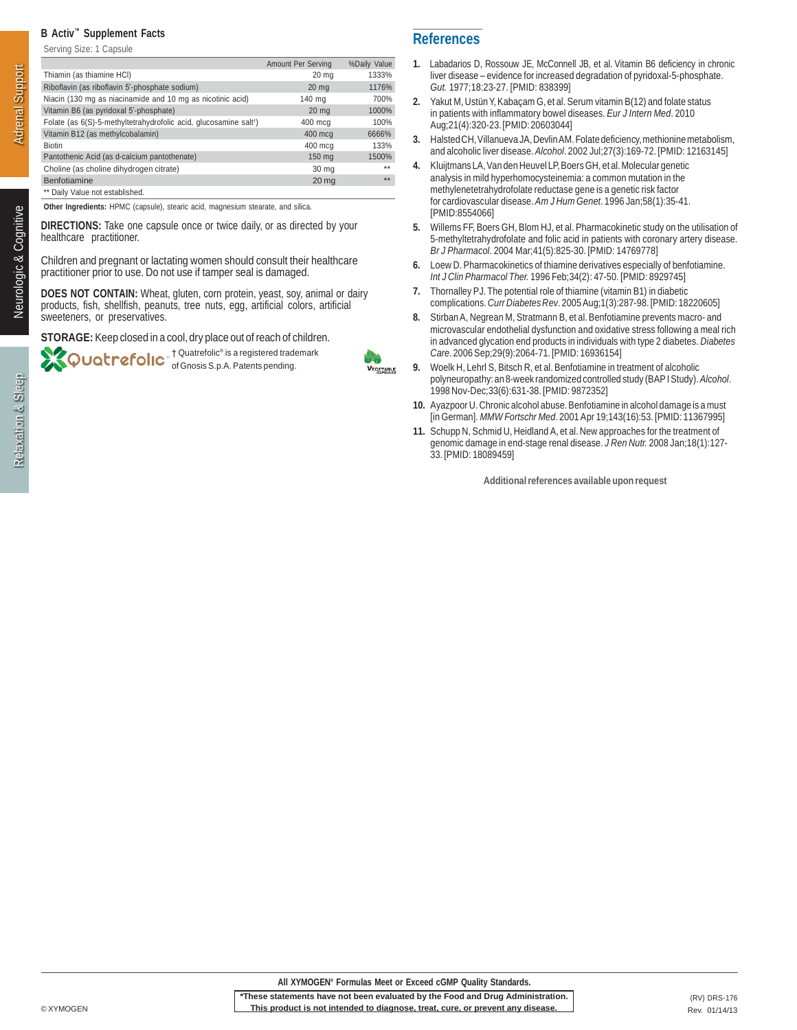### B Activ™ Supplement Facts

Serving Size: 1 Capsule

| | Amount Per Serving | %Daily Value |
|---|---|---|
| Thiamin (as thiamine HCl) | 20 mg | 1333% |
| Riboflavin (as riboflavin 5'-phosphate sodium) | 20 mg | 1176% |
| Niacin (130 mg as niacinamide and 10 mg as nicotinic acid) | 140 mg | 700% |
| Vitamin B6 (as pyridoxal 5'-phosphate) | 20 mg | 1000% |
| Folate (as 6(S)-5-methyltetrahydrofolic acid, glucosamine salt†) | 400 mcg | 100% |
| Vitamin B12 (as methylcobalamin) | 400 mcg | 6666% |
| Biotin | 400 mcg | 133% |
| Pantothenic Acid (as d-calcium pantothenate) | 150 mg | 1500% |
| Choline (as choline dihydrogen citrate) | 30 mg | ** |
| Benfotiamine | 20 mg | ** |

** Daily Value not established.

**Other Ingredients:** HPMC (capsule), stearic acid, magnesium stearate, and silica.

**DIRECTIONS:** Take one capsule once or twice daily, or as directed by your healthcare practitioner.

Children and pregnant or lactating women should consult their healthcare practitioner prior to use. Do not use if tamper seal is damaged.

**DOES NOT CONTAIN:** Wheat, gluten, corn protein, yeast, soy, animal or dairy products, fish, shellfish, peanuts, tree nuts, egg, artificial colors, artificial sweeteners, or preservatives.

**STORAGE:** Keep closed in a cool, dry place out of reach of children.

† Quatrefolic® is a registered trademark of Gnosis S.p.A. Patents pending.

## References

1. Labadarios D, Rossouw JE, McConnell JB, et al. Vitamin B6 deficiency in chronic liver disease – evidence for increased degradation of pyridoxal-5-phosphate. *Gut.* 1977;18:23-27. [PMID: 838399]
2. Yakut M, Ustün Y, Kabaçam G, et al. Serum vitamin B(12) and folate status in patients with inflammatory bowel diseases. *Eur J Intern Med*. 2010 Aug;21(4):320-23. [PMID: 20603044]
3. Halsted CH, Villanueva JA, Devlin AM. Folate deficiency, methionine metabolism, and alcoholic liver disease. *Alcohol*. 2002 Jul;27(3):169-72. [PMID: 12163145]
4. Kluijtmans LA, Van den Heuvel LP, Boers GH, et al. Molecular genetic analysis in mild hyperhomocysteinemia: a common mutation in the methylenetetrahydrofolate reductase gene is a genetic risk factor for cardiovascular disease. *Am J Hum Genet*. 1996 Jan;58(1):35-41. [PMID:8554066]
5. Willems FF, Boers GH, Blom HJ, et al. Pharmacokinetic study on the utilisation of 5-methyltetrahydrofolate and folic acid in patients with coronary artery disease. *Br J Pharmacol*. 2004 Mar;41(5):825-30. [PMID: 14769778]
6. Loew D. Pharmacokinetics of thiamine derivatives especially of benfotiamine. *Int J Clin Pharmacol Ther.* 1996 Feb;34(2): 47-50. [PMID: 8929745]
7. Thornalley PJ. The potential role of thiamine (vitamin B1) in diabetic complications. *Curr Diabetes Rev*. 2005 Aug;1(3):287-98. [PMID: 18220605]
8. Stirban A, Negrean M, Stratmann B, et al. Benfotiamine prevents macro- and microvascular endothelial dysfunction and oxidative stress following a meal rich in advanced glycation end products in individuals with type 2 diabetes. *Diabetes Care*. 2006 Sep;29(9):2064-71. [PMID: 16936154]
9. Woelk H, Lehrl S, Bitsch R, et al. Benfotiamine in treatment of alcoholic polyneuropathy: an 8-week randomized controlled study (BAP I Study). *Alcohol*. 1998 Nov-Dec;33(6):631-38. [PMID: 9872352]
10. Ayazpoor U. Chronic alcohol abuse. Benfotiamine in alcohol damage is a must [in German]. *MMW Fortschr Med*. 2001 Apr 19;143(16):53. [PMID: 11367995]
11. Schupp N, Schmid U, Heidland A, et al. New approaches for the treatment of genomic damage in end-stage renal disease. *J Ren Nutr.* 2008 Jan;18(1):127-33. [PMID: 18089459]

**Additional references available upon request**

**All XYMOGEN® Formulas Meet or Exceed cGMP Quality Standards.**

***These statements have not been evaluated by the Food and Drug Administration. This product is not intended to diagnose, treat, cure, or prevent any disease.**

© XYMOGEN

(RV) DRS-176
Rev. 01/14/13